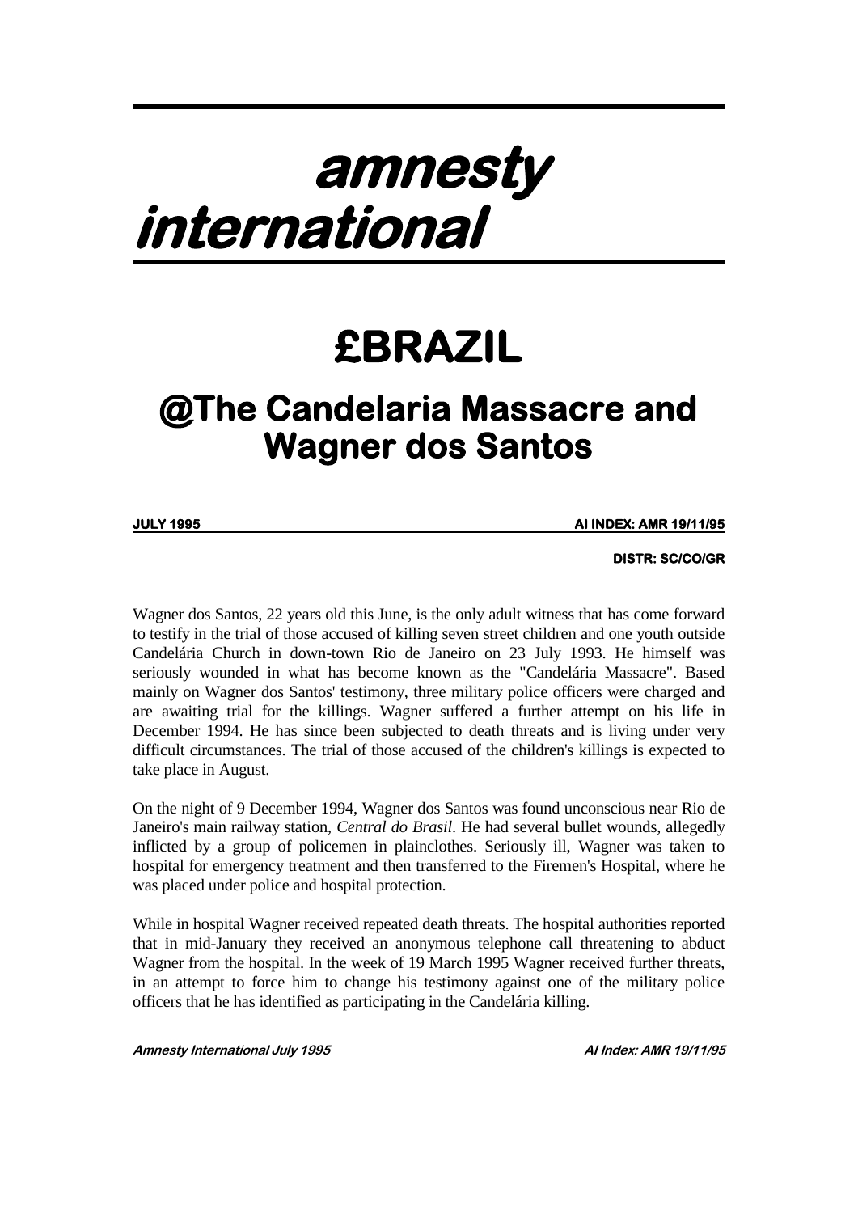# amnesty international

# £BRAZIL

## @The Candelaria Massacre and Wagner dos Santos

**JULY 1995** **AI INDEX: AMR 19/11/95**

**DISTR: SC/CO/GR**

Wagner dos Santos, 22 years old this June, is the only adult witness that has come forward to testify in the trial of those accused of killing seven street children and one youth outside Candelária Church in down-town Rio de Janeiro on 23 July 1993. He himself was seriously wounded in what has become known as the "Candelária Massacre". Based mainly on Wagner dos Santos' testimony, three military police officers were charged and are awaiting trial for the killings. Wagner suffered a further attempt on his life in December 1994. He has since been subjected to death threats and is living under very difficult circumstances. The trial of those accused of the children's killings is expected to take place in August.

On the night of 9 December 1994, Wagner dos Santos was found unconscious near Rio de Janeiro's main railway station, *Central do Brasil*. He had several bullet wounds, allegedly inflicted by a group of policemen in plainclothes. Seriously ill, Wagner was taken to hospital for emergency treatment and then transferred to the Firemen's Hospital, where he was placed under police and hospital protection.

While in hospital Wagner received repeated death threats. The hospital authorities reported that in mid-January they received an anonymous telephone call threatening to abduct Wagner from the hospital. In the week of 19 March 1995 Wagner received further threats, in an attempt to force him to change his testimony against one of the military police officers that he has identified as participating in the Candelária killing.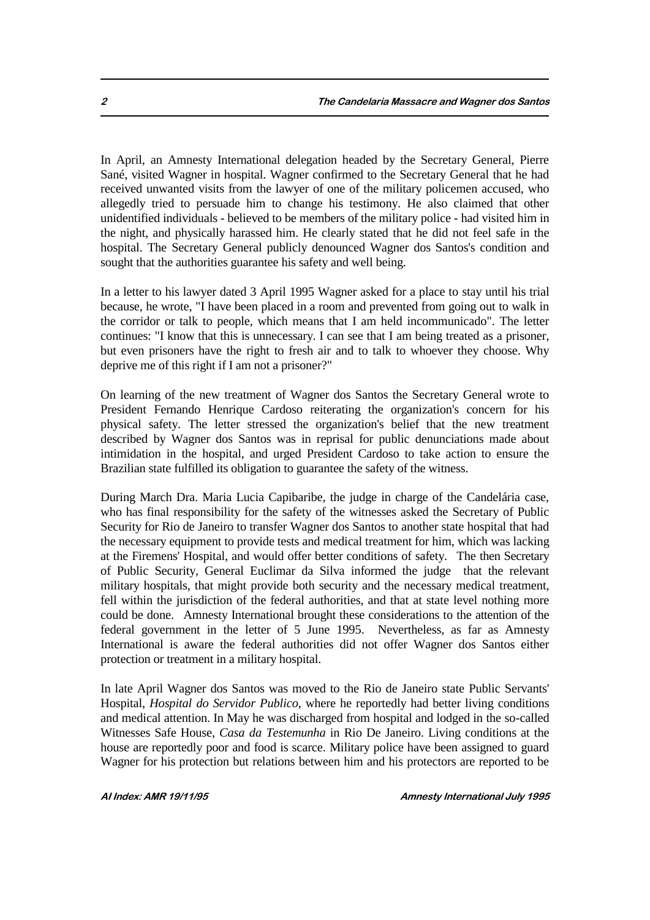In April, an Amnesty International delegation headed by the Secretary General, Pierre Sané, visited Wagner in hospital. Wagner confirmed to the Secretary General that he had received unwanted visits from the lawyer of one of the military policemen accused, who allegedly tried to persuade him to change his testimony. He also claimed that other unidentified individuals - believed to be members of the military police - had visited him in the night, and physically harassed him. He clearly stated that he did not feel safe in the hospital. The Secretary General publicly denounced Wagner dos Santos's condition and sought that the authorities guarantee his safety and well being.

In a letter to his lawyer dated 3 April 1995 Wagner asked for a place to stay until his trial because, he wrote, "I have been placed in a room and prevented from going out to walk in the corridor or talk to people, which means that I am held incommunicado". The letter continues: "I know that this is unnecessary. I can see that I am being treated as a prisoner, but even prisoners have the right to fresh air and to talk to whoever they choose. Why deprive me of this right if I am not a prisoner?"

On learning of the new treatment of Wagner dos Santos the Secretary General wrote to President Fernando Henrique Cardoso reiterating the organization's concern for his physical safety. The letter stressed the organization's belief that the new treatment described by Wagner dos Santos was in reprisal for public denunciations made about intimidation in the hospital, and urged President Cardoso to take action to ensure the Brazilian state fulfilled its obligation to guarantee the safety of the witness.

During March Dra. Maria Lucia Capibaribe, the judge in charge of the Candelária case, who has final responsibility for the safety of the witnesses asked the Secretary of Public Security for Rio de Janeiro to transfer Wagner dos Santos to another state hospital that had the necessary equipment to provide tests and medical treatment for him, which was lacking at the Firemens' Hospital, and would offer better conditions of safety. The then Secretary of Public Security, General Euclimar da Silva informed the judge that the relevant military hospitals, that might provide both security and the necessary medical treatment, fell within the jurisdiction of the federal authorities, and that at state level nothing more could be done. Amnesty International brought these considerations to the attention of the federal government in the letter of 5 June 1995. Nevertheless, as far as Amnesty International is aware the federal authorities did not offer Wagner dos Santos either protection or treatment in a military hospital.

In late April Wagner dos Santos was moved to the Rio de Janeiro state Public Servants' Hospital, *Hospital do Servidor Publico*, where he reportedly had better living conditions and medical attention. In May he was discharged from hospital and lodged in the so-called Witnesses Safe House, *Casa da Testemunha* in Rio De Janeiro. Living conditions at the house are reportedly poor and food is scarce. Military police have been assigned to guard Wagner for his protection but relations between him and his protectors are reported to be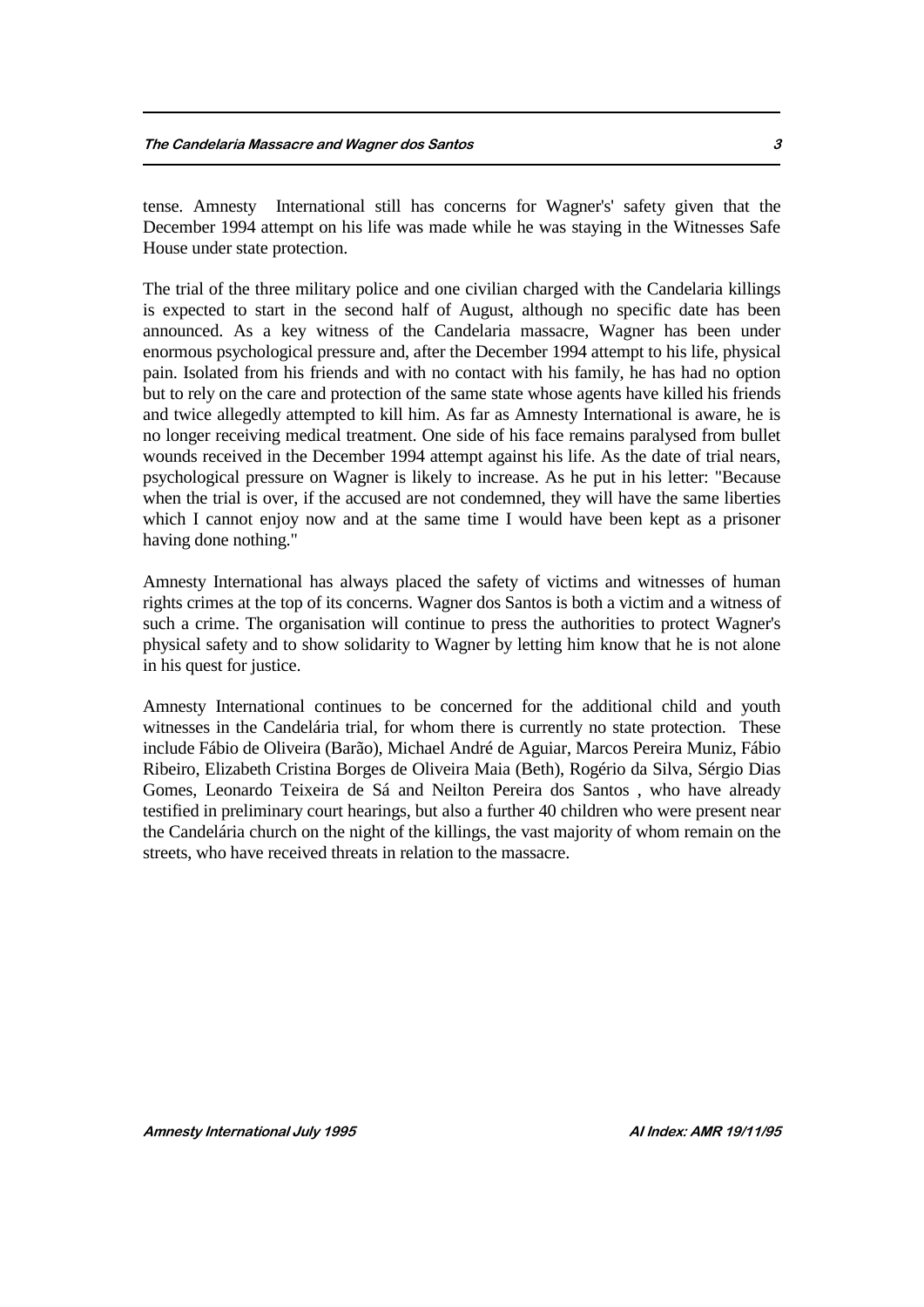tense. Amnesty  International still has concerns for Wagner's' safety given that the December 1994 attempt on his life was made while he was staying in the Witnesses Safe House under state protection.

The trial of the three military police and one civilian charged with the Candelaria killings is expected to start in the second half of August, although no specific date has been announced. As a key witness of the Candelaria massacre, Wagner has been under enormous psychological pressure and, after the December 1994 attempt to his life, physical pain. Isolated from his friends and with no contact with his family, he has had no option but to rely on the care and protection of the same state whose agents have killed his friends and twice allegedly attempted to kill him. As far as Amnesty International is aware, he is no longer receiving medical treatment. One side of his face remains paralysed from bullet wounds received in the December 1994 attempt against his life. As the date of trial nears, psychological pressure on Wagner is likely to increase. As he put in his letter: "Because when the trial is over, if the accused are not condemned, they will have the same liberties which I cannot enjoy now and at the same time I would have been kept as a prisoner having done nothing."

Amnesty International has always placed the safety of victims and witnesses of human rights crimes at the top of its concerns. Wagner dos Santos is both a victim and a witness of such a crime. The organisation will continue to press the authorities to protect Wagner's physical safety and to show solidarity to Wagner by letting him know that he is not alone in his quest for justice.

Amnesty International continues to be concerned for the additional child and youth witnesses in the Candelária trial, for whom there is currently no state protection.  These include Fábio de Oliveira (Barão), Michael André de Aguiar, Marcos Pereira Muniz, Fábio Ribeiro, Elizabeth Cristina Borges de Oliveira Maia (Beth), Rogério da Silva, Sérgio Dias Gomes, Leonardo Teixeira de Sá and Neilton Pereira dos Santos , who have already testified in preliminary court hearings, but also a further 40 children who were present near the Candelária church on the night of the killings, the vast majority of whom remain on the streets, who have received threats in relation to the massacre.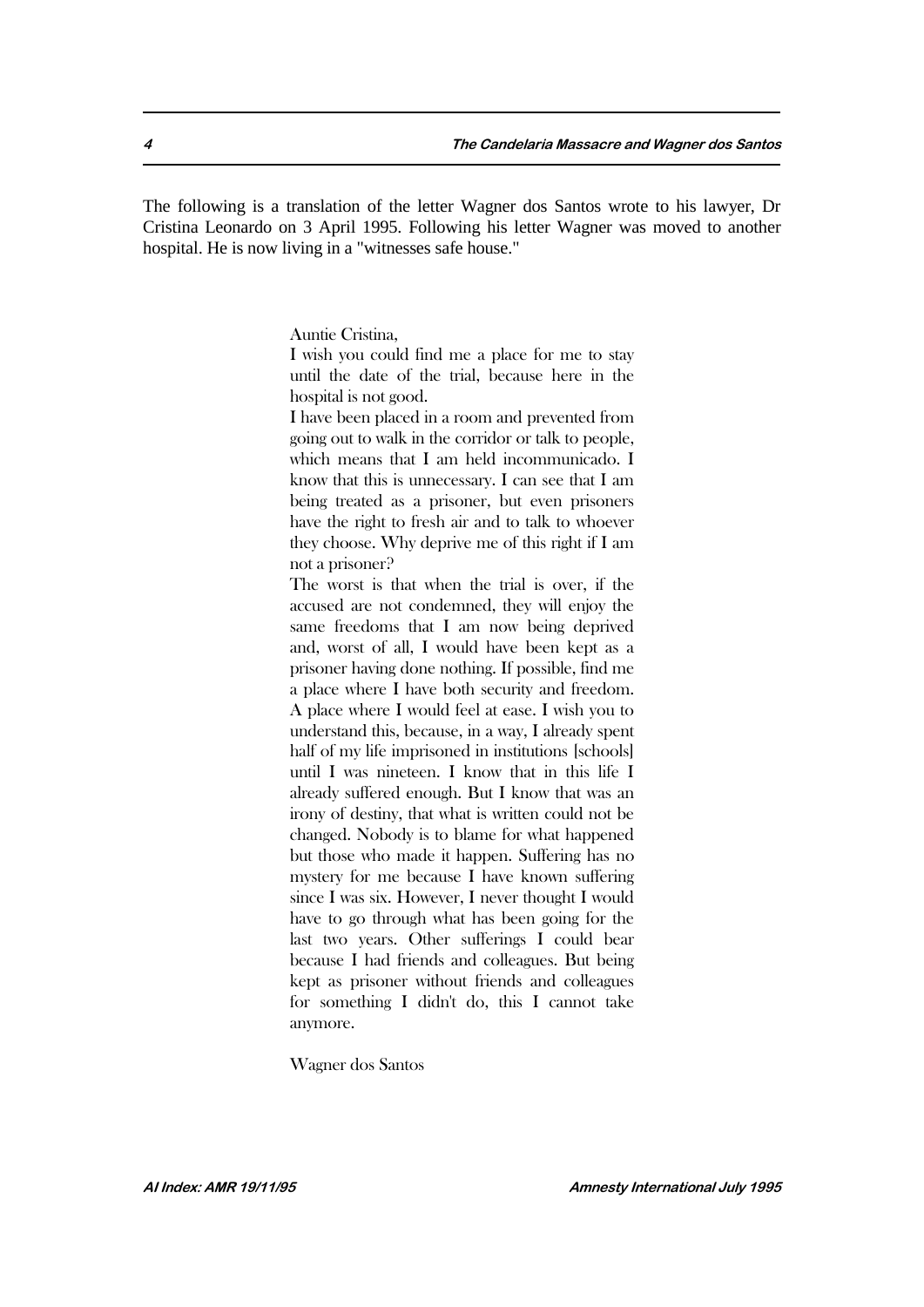The following is a translation of the letter Wagner dos Santos wrote to his lawyer, Dr Cristina Leonardo on 3 April 1995. Following his letter Wagner was moved to another hospital. He is now living in a "witnesses safe house."

> Auntie Cristina,
>
> I wish you could find me a place for me to stay until the date of the trial, because here in the hospital is not good.
>
> I have been placed in a room and prevented from going out to walk in the corridor or talk to people, which means that I am held incommunicado. I know that this is unnecessary. I can see that I am being treated as a prisoner, but even prisoners have the right to fresh air and to talk to whoever they choose. Why deprive me of this right if I am not a prisoner?
>
> The worst is that when the trial is over, if the accused are not condemned, they will enjoy the same freedoms that I am now being deprived and, worst of all, I would have been kept as a prisoner having done nothing. If possible, find me a place where I have both security and freedom. A place where I would feel at ease. I wish you to understand this, because, in a way, I already spent half of my life imprisoned in institutions [schools] until I was nineteen. I know that in this life I already suffered enough. But I know that was an irony of destiny, that what is written could not be changed. Nobody is to blame for what happened but those who made it happen. Suffering has no mystery for me because I have known suffering since I was six. However, I never thought I would have to go through what has been going for the last two years. Other sufferings I could bear because I had friends and colleagues. But being kept as prisoner without friends and colleagues for something I didn't do, this I cannot take anymore.
>
> Wagner dos Santos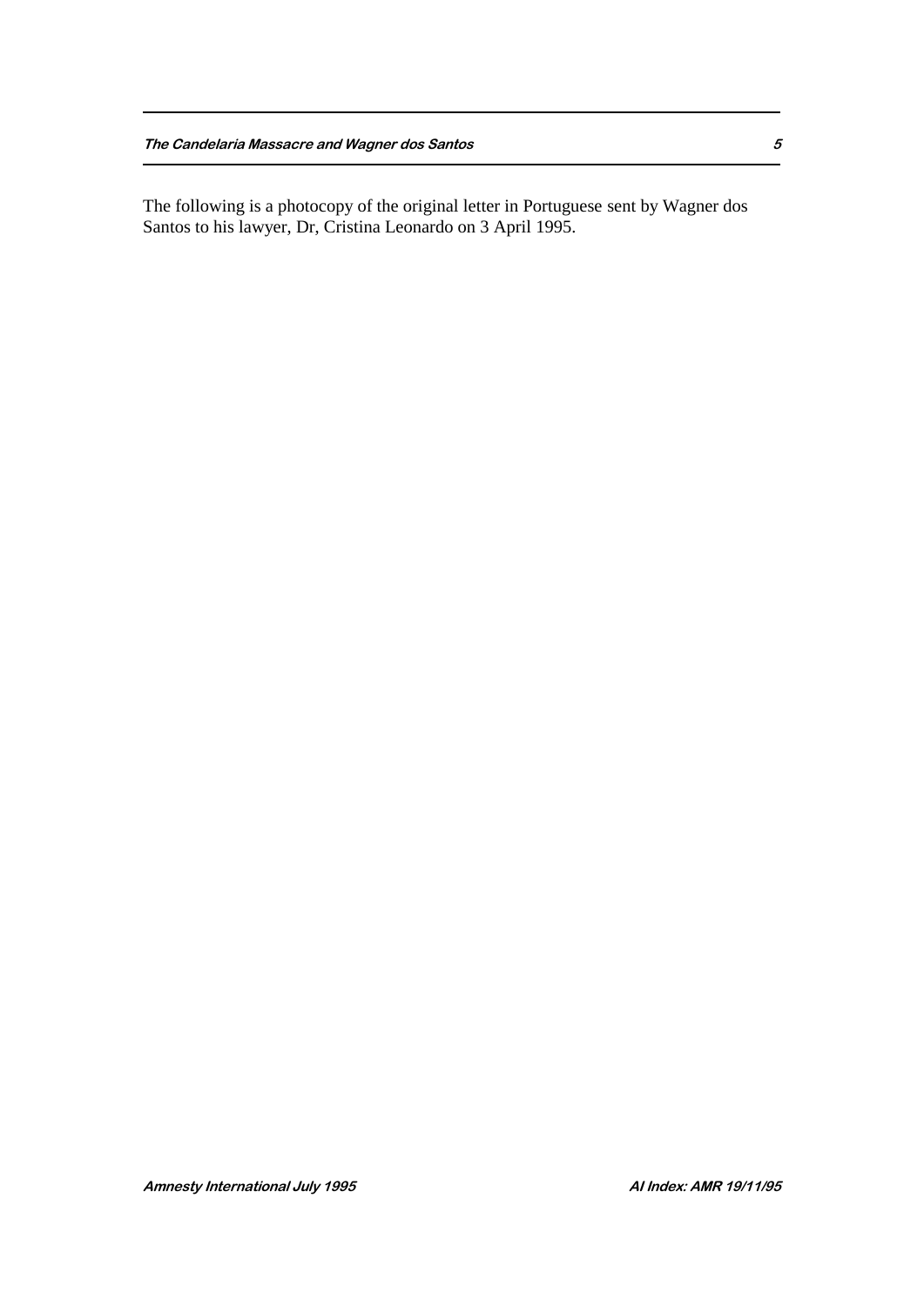The following is a photocopy of the original letter in Portuguese sent by Wagner dos Santos to his lawyer, Dr, Cristina Leonardo on 3 April 1995.